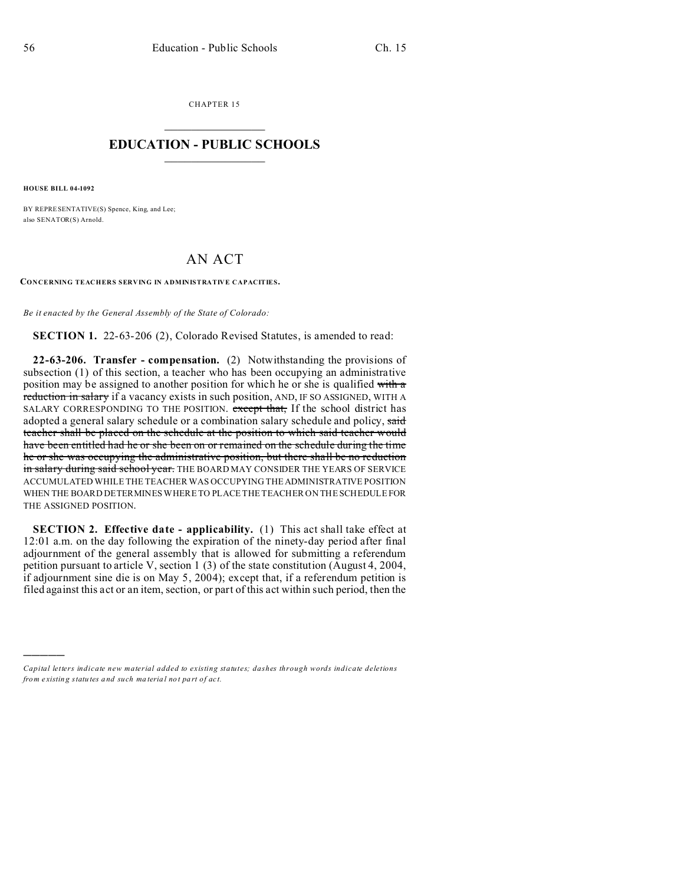CHAPTER 15

# EDUCATION - PUBLIC SCHOOLS

**HOUSE BILL 04-1092**

BY REPRESENTATIVE(S) Spence, King, and Lee;
also SENATOR(S) Arnold.

## AN ACT

**CONCERNING TEACHERS SERVING IN ADMINISTRATIVE CAPACITIES.**

*Be it enacted by the General Assembly of the State of Colorado:*

**SECTION 1.** 22-63-206 (2), Colorado Revised Statutes, is amended to read:

**22-63-206. Transfer - compensation.** (2) Notwithstanding the provisions of subsection (1) of this section, a teacher who has been occupying an administrative position may be assigned to another position for which he or she is qualified ~~with a reduction in salary~~ if a vacancy exists in such position, AND, IF SO ASSIGNED, WITH A SALARY CORRESPONDING TO THE POSITION. ~~except that,~~ If the school district has adopted a general salary schedule or a combination salary schedule and policy, ~~said teacher shall be placed on the schedule at the position to which said teacher would have been entitled had he or she been on or remained on the schedule during the time he or she was occupying the administrative position, but there shall be no reduction in salary during said school year.~~ THE BOARD MAY CONSIDER THE YEARS OF SERVICE ACCUMULATED WHILE THE TEACHER WAS OCCUPYING THE ADMINISTRATIVE POSITION WHEN THE BOARD DETERMINES WHERE TO PLACE THE TEACHER ON THE SCHEDULE FOR THE ASSIGNED POSITION.

**SECTION 2. Effective date - applicability.** (1) This act shall take effect at 12:01 a.m. on the day following the expiration of the ninety-day period after final adjournment of the general assembly that is allowed for submitting a referendum petition pursuant to article V, section 1 (3) of the state constitution (August 4, 2004, if adjournment sine die is on May 5, 2004); except that, if a referendum petition is filed against this act or an item, section, or part of this act within such period, then the

---

*Capital letters indicate new material added to existing statutes; dashes through words indicate deletions from existing statutes and such material not part of act.*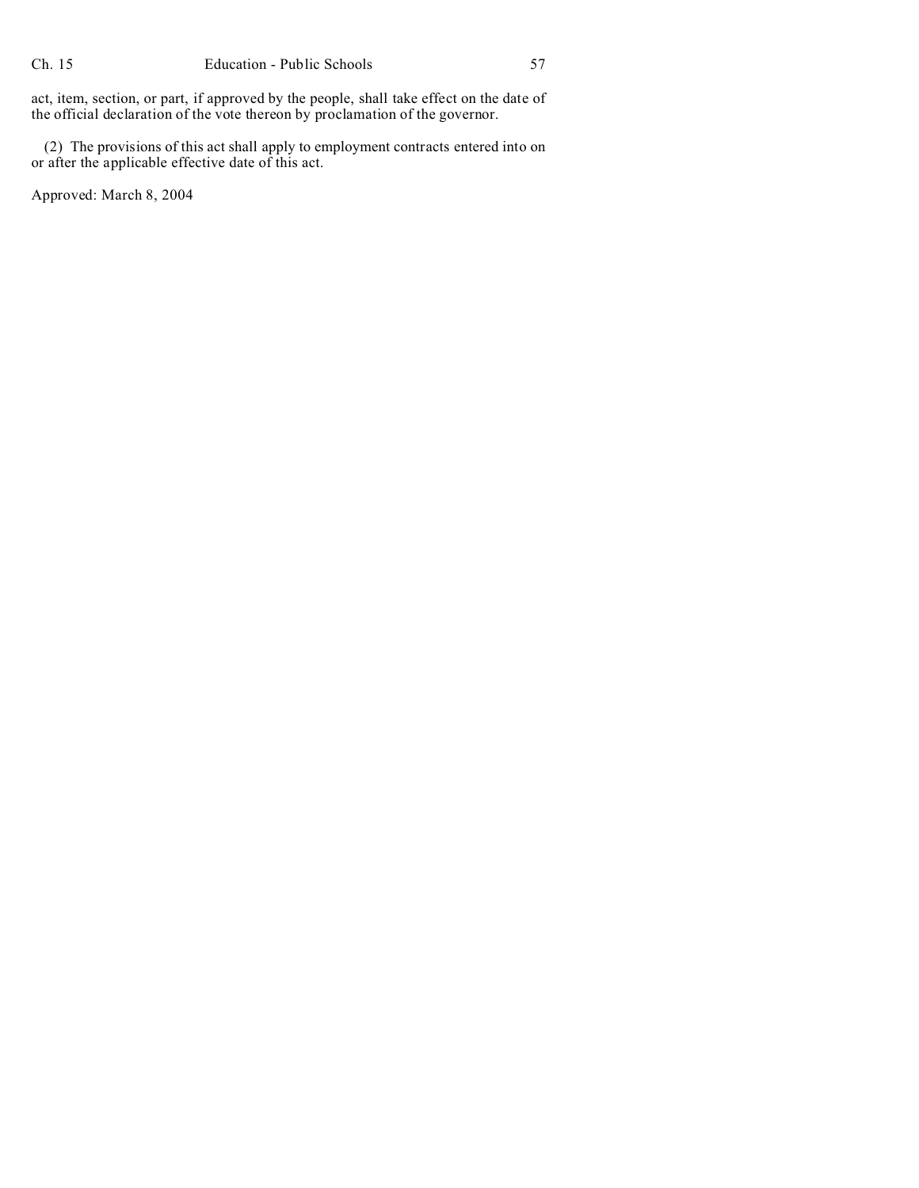act, item, section, or part, if approved by the people, shall take effect on the date of the official declaration of the vote thereon by proclamation of the governor.

(2) The provisions of this act shall apply to employment contracts entered into on or after the applicable effective date of this act.

Approved: March 8, 2004